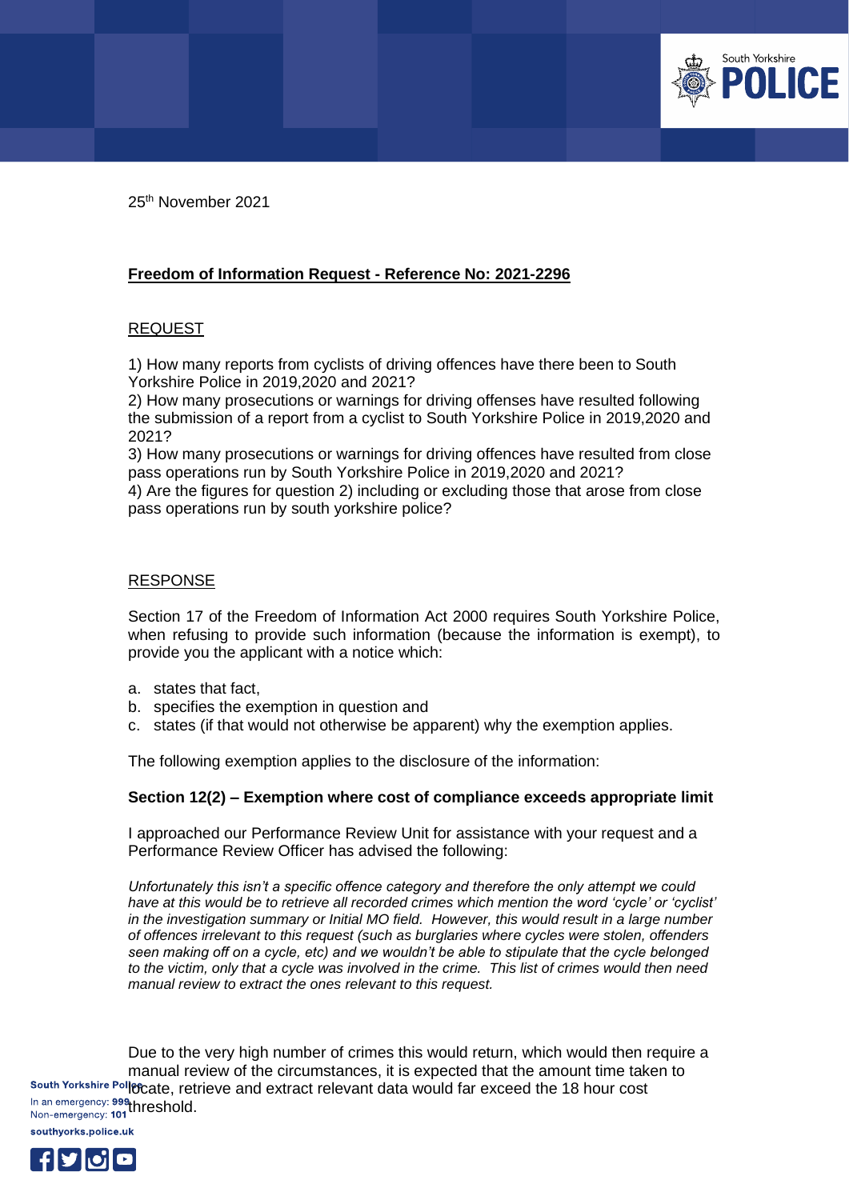25th November 2021

**Freedom of Information Request - Reference No: 2021-2296**

REQUEST

1) How many reports from cyclists of driving offences have there been to South Yorkshire Police in 2019,2020 and 2021?
2) How many prosecutions or warnings for driving offenses have resulted following the submission of a report from a cyclist to South Yorkshire Police in 2019,2020 and 2021?
3) How many prosecutions or warnings for driving offences have resulted from close pass operations run by South Yorkshire Police in 2019,2020 and 2021?
4) Are the figures for question 2) including or excluding those that arose from close pass operations run by south yorkshire police?

RESPONSE

Section 17 of the Freedom of Information Act 2000 requires South Yorkshire Police, when refusing to provide such information (because the information is exempt), to provide you the applicant with a notice which:

a. states that fact,
b. specifies the exemption in question and
c. states (if that would not otherwise be apparent) why the exemption applies.

The following exemption applies to the disclosure of the information:

**Section 12(2) – Exemption where cost of compliance exceeds appropriate limit**

I approached our Performance Review Unit for assistance with your request and a Performance Review Officer has advised the following:

*Unfortunately this isn't a specific offence category and therefore the only attempt we could have at this would be to retrieve all recorded crimes which mention the word 'cycle' or 'cyclist' in the investigation summary or Initial MO field. However, this would result in a large number of offences irrelevant to this request (such as burglaries where cycles were stolen, offenders seen making off on a cycle, etc) and we wouldn't be able to stipulate that the cycle belonged to the victim, only that a cycle was involved in the crime. This list of crimes would then need manual review to extract the ones relevant to this request.*

Due to the very high number of crimes this would return, which would then require a manual review of the circumstances, it is expected that the amount time taken to locate, retrieve and extract relevant data would far exceed the 18 hour cost threshold.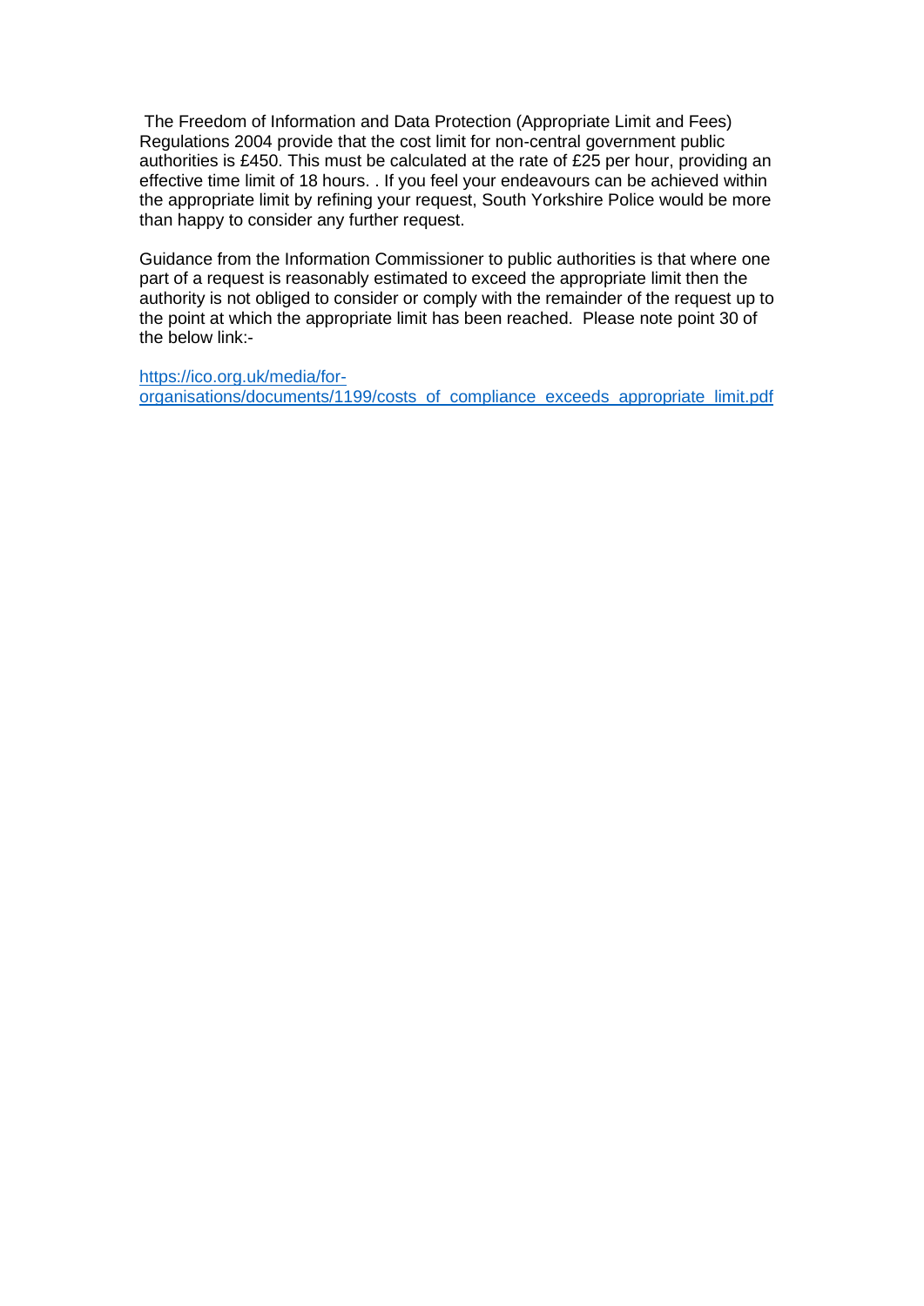The Freedom of Information and Data Protection (Appropriate Limit and Fees) Regulations 2004 provide that the cost limit for non-central government public authorities is £450. This must be calculated at the rate of £25 per hour, providing an effective time limit of 18 hours. . If you feel your endeavours can be achieved within the appropriate limit by refining your request, South Yorkshire Police would be more than happy to consider any further request.

Guidance from the Information Commissioner to public authorities is that where one part of a request is reasonably estimated to exceed the appropriate limit then the authority is not obliged to consider or comply with the remainder of the request up to the point at which the appropriate limit has been reached. Please note point 30 of the below link:-

https://ico.org.uk/media/for-organisations/documents/1199/costs_of_compliance_exceeds_appropriate_limit.pdf